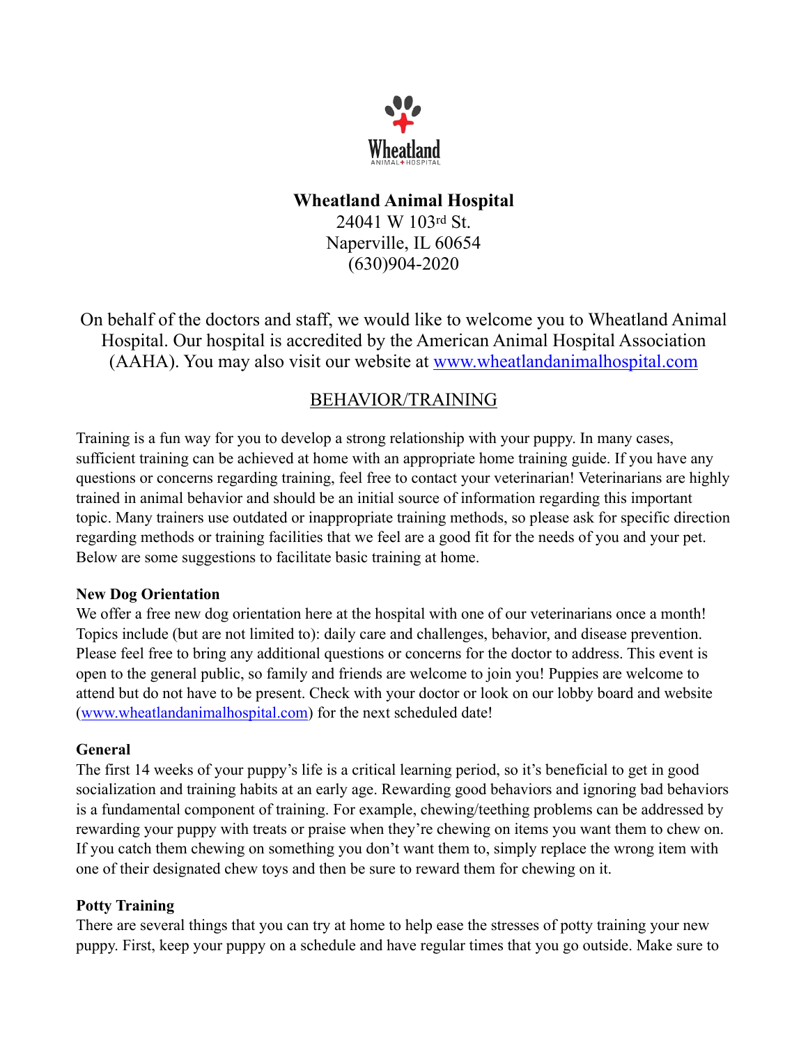Wheatland
ANIMAL HOSPITAL

# Wheatland Animal Hospital

24041 W 103rd St.
Naperville, IL 60654
(630)904-2020

On behalf of the doctors and staff, we would like to welcome you to Wheatland Animal Hospital. Our hospital is accredited by the American Animal Hospital Association (AAHA). You may also visit our website at www.wheatlandanimalhospital.com

## BEHAVIOR/TRAINING

Training is a fun way for you to develop a strong relationship with your puppy. In many cases, sufficient training can be achieved at home with an appropriate home training guide. If you have any questions or concerns regarding training, feel free to contact your veterinarian! Veterinarians are highly trained in animal behavior and should be an initial source of information regarding this important topic. Many trainers use outdated or inappropriate training methods, so please ask for specific direction regarding methods or training facilities that we feel are a good fit for the needs of you and your pet. Below are some suggestions to facilitate basic training at home.

**New Dog Orientation**

We offer a free new dog orientation here at the hospital with one of our veterinarians once a month! Topics include (but are not limited to): daily care and challenges, behavior, and disease prevention. Please feel free to bring any additional questions or concerns for the doctor to address. This event is open to the general public, so family and friends are welcome to join you! Puppies are welcome to attend but do not have to be present. Check with your doctor or look on our lobby board and website (www.wheatlandanimalhospital.com) for the next scheduled date!

**General**

The first 14 weeks of your puppy's life is a critical learning period, so it's beneficial to get in good socialization and training habits at an early age. Rewarding good behaviors and ignoring bad behaviors is a fundamental component of training. For example, chewing/teething problems can be addressed by rewarding your puppy with treats or praise when they're chewing on items you want them to chew on. If you catch them chewing on something you don't want them to, simply replace the wrong item with one of their designated chew toys and then be sure to reward them for chewing on it.

**Potty Training**

There are several things that you can try at home to help ease the stresses of potty training your new puppy. First, keep your puppy on a schedule and have regular times that you go outside. Make sure to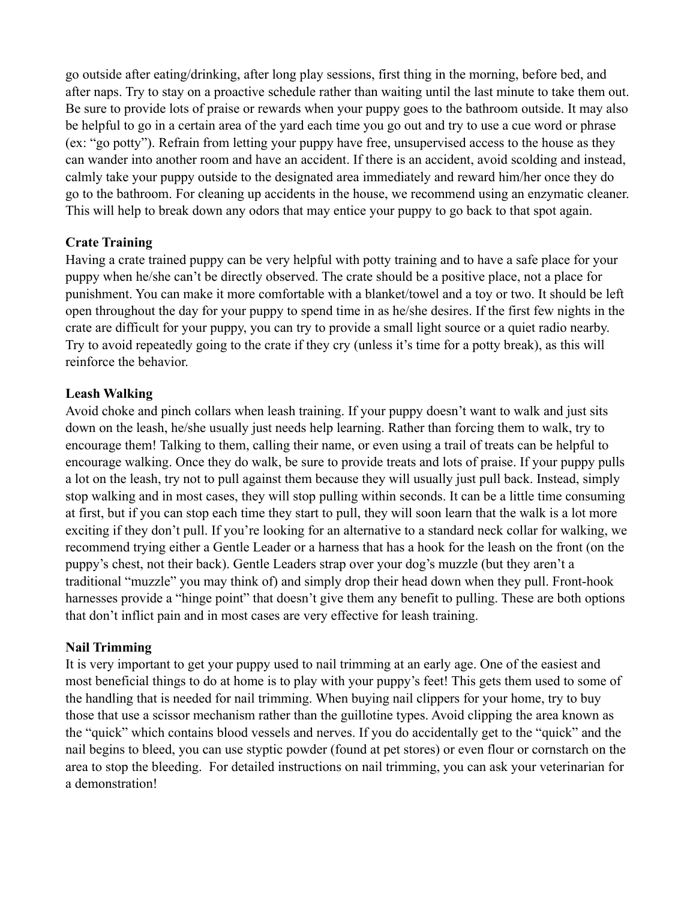go outside after eating/drinking, after long play sessions, first thing in the morning, before bed, and after naps. Try to stay on a proactive schedule rather than waiting until the last minute to take them out. Be sure to provide lots of praise or rewards when your puppy goes to the bathroom outside. It may also be helpful to go in a certain area of the yard each time you go out and try to use a cue word or phrase (ex: "go potty"). Refrain from letting your puppy have free, unsupervised access to the house as they can wander into another room and have an accident. If there is an accident, avoid scolding and instead, calmly take your puppy outside to the designated area immediately and reward him/her once they do go to the bathroom. For cleaning up accidents in the house, we recommend using an enzymatic cleaner. This will help to break down any odors that may entice your puppy to go back to that spot again.

**Crate Training**

Having a crate trained puppy can be very helpful with potty training and to have a safe place for your puppy when he/she can't be directly observed. The crate should be a positive place, not a place for punishment. You can make it more comfortable with a blanket/towel and a toy or two. It should be left open throughout the day for your puppy to spend time in as he/she desires. If the first few nights in the crate are difficult for your puppy, you can try to provide a small light source or a quiet radio nearby. Try to avoid repeatedly going to the crate if they cry (unless it's time for a potty break), as this will reinforce the behavior.

**Leash Walking**

Avoid choke and pinch collars when leash training. If your puppy doesn't want to walk and just sits down on the leash, he/she usually just needs help learning. Rather than forcing them to walk, try to encourage them! Talking to them, calling their name, or even using a trail of treats can be helpful to encourage walking. Once they do walk, be sure to provide treats and lots of praise. If your puppy pulls a lot on the leash, try not to pull against them because they will usually just pull back. Instead, simply stop walking and in most cases, they will stop pulling within seconds. It can be a little time consuming at first, but if you can stop each time they start to pull, they will soon learn that the walk is a lot more exciting if they don't pull. If you're looking for an alternative to a standard neck collar for walking, we recommend trying either a Gentle Leader or a harness that has a hook for the leash on the front (on the puppy's chest, not their back). Gentle Leaders strap over your dog's muzzle (but they aren't a traditional "muzzle" you may think of) and simply drop their head down when they pull. Front-hook harnesses provide a "hinge point" that doesn't give them any benefit to pulling. These are both options that don't inflict pain and in most cases are very effective for leash training.

**Nail Trimming**

It is very important to get your puppy used to nail trimming at an early age. One of the easiest and most beneficial things to do at home is to play with your puppy's feet! This gets them used to some of the handling that is needed for nail trimming. When buying nail clippers for your home, try to buy those that use a scissor mechanism rather than the guillotine types. Avoid clipping the area known as the "quick" which contains blood vessels and nerves. If you do accidentally get to the "quick" and the nail begins to bleed, you can use styptic powder (found at pet stores) or even flour or cornstarch on the area to stop the bleeding. For detailed instructions on nail trimming, you can ask your veterinarian for a demonstration!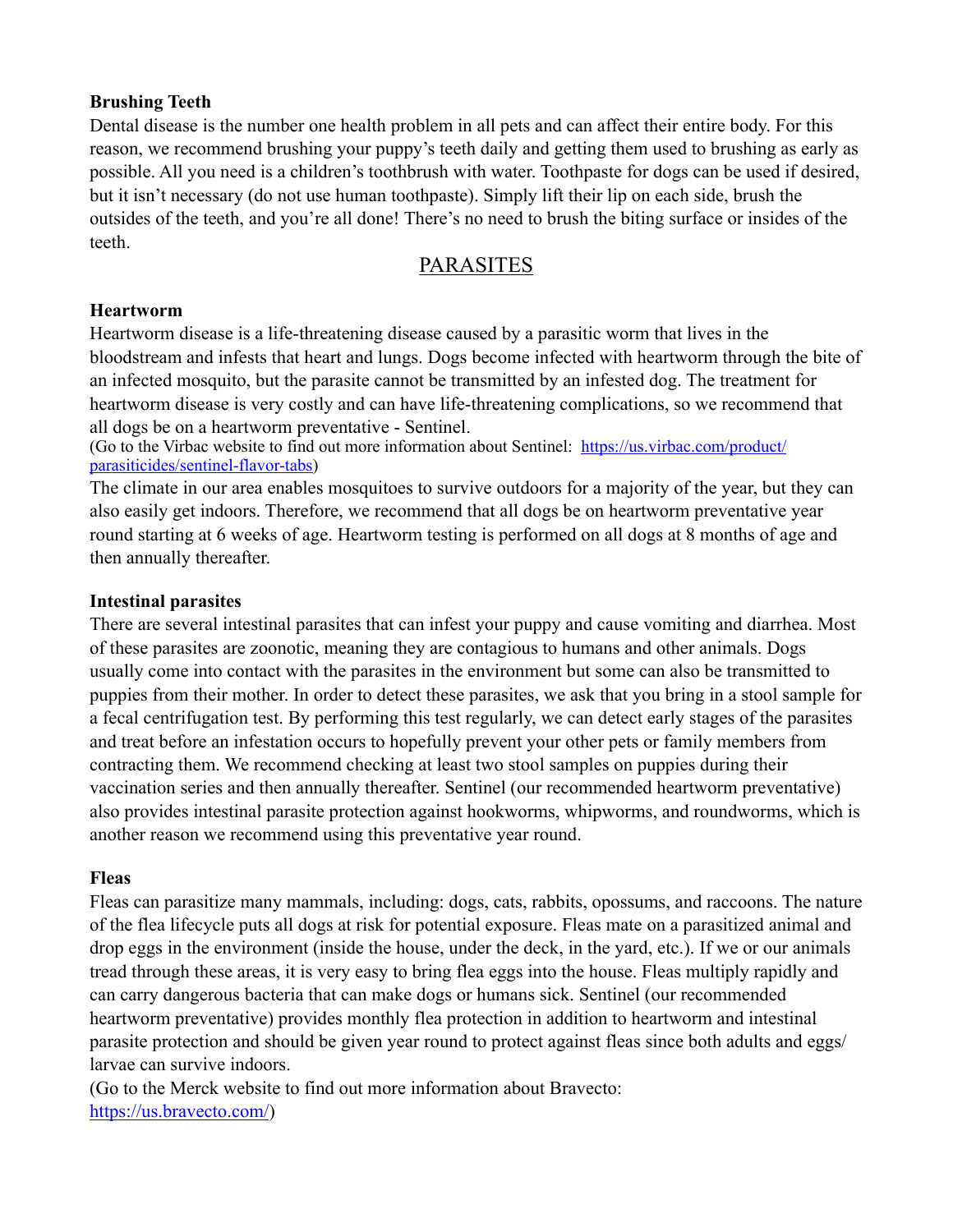**Brushing Teeth**

Dental disease is the number one health problem in all pets and can affect their entire body. For this reason, we recommend brushing your puppy's teeth daily and getting them used to brushing as early as possible. All you need is a children's toothbrush with water. Toothpaste for dogs can be used if desired, but it isn't necessary (do not use human toothpaste). Simply lift their lip on each side, brush the outsides of the teeth, and you're all done! There's no need to brush the biting surface or insides of the teeth.

## PARASITES

**Heartworm**

Heartworm disease is a life-threatening disease caused by a parasitic worm that lives in the bloodstream and infests that heart and lungs. Dogs become infected with heartworm through the bite of an infected mosquito, but the parasite cannot be transmitted by an infested dog. The treatment for heartworm disease is very costly and can have life-threatening complications, so we recommend that all dogs be on a heartworm preventative - Sentinel.

(Go to the Virbac website to find out more information about Sentinel: [https://us.virbac.com/product/parasiticides/sentinel-flavor-tabs](https://us.virbac.com/product/parasiticides/sentinel-flavor-tabs))

The climate in our area enables mosquitoes to survive outdoors for a majority of the year, but they can also easily get indoors. Therefore, we recommend that all dogs be on heartworm preventative year round starting at 6 weeks of age. Heartworm testing is performed on all dogs at 8 months of age and then annually thereafter.

**Intestinal parasites**

There are several intestinal parasites that can infest your puppy and cause vomiting and diarrhea. Most of these parasites are zoonotic, meaning they are contagious to humans and other animals. Dogs usually come into contact with the parasites in the environment but some can also be transmitted to puppies from their mother. In order to detect these parasites, we ask that you bring in a stool sample for a fecal centrifugation test. By performing this test regularly, we can detect early stages of the parasites and treat before an infestation occurs to hopefully prevent your other pets or family members from contracting them. We recommend checking at least two stool samples on puppies during their vaccination series and then annually thereafter. Sentinel (our recommended heartworm preventative) also provides intestinal parasite protection against hookworms, whipworms, and roundworms, which is another reason we recommend using this preventative year round.

**Fleas**

Fleas can parasitize many mammals, including: dogs, cats, rabbits, opossums, and raccoons. The nature of the flea lifecycle puts all dogs at risk for potential exposure. Fleas mate on a parasitized animal and drop eggs in the environment (inside the house, under the deck, in the yard, etc.). If we or our animals tread through these areas, it is very easy to bring flea eggs into the house. Fleas multiply rapidly and can carry dangerous bacteria that can make dogs or humans sick. Sentinel (our recommended heartworm preventative) provides monthly flea protection in addition to heartworm and intestinal parasite protection and should be given year round to protect against fleas since both adults and eggs/larvae can survive indoors.

(Go to the Merck website to find out more information about Bravecto: [https://us.bravecto.com/](https://us.bravecto.com/))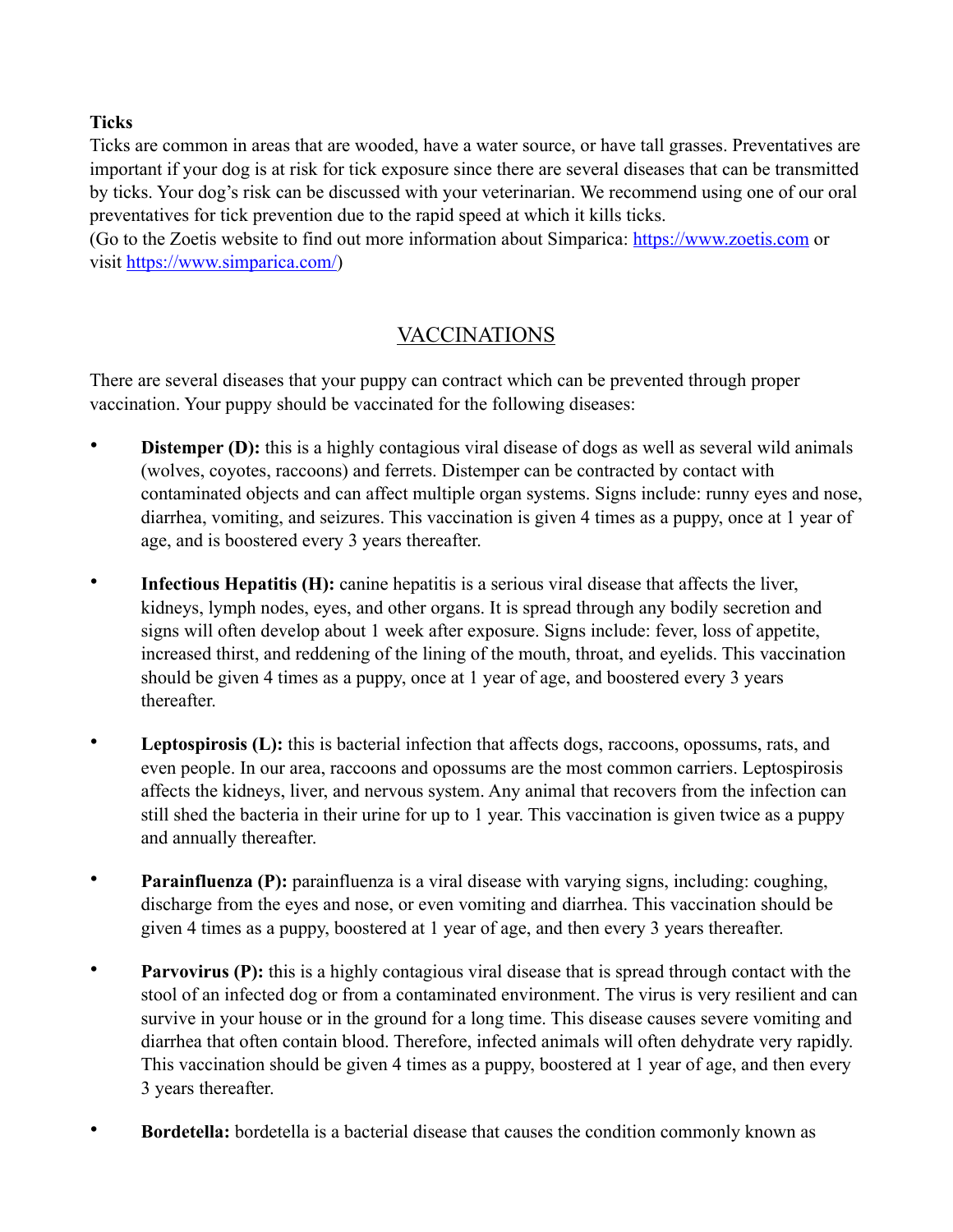**Ticks**

Ticks are common in areas that are wooded, have a water source, or have tall grasses. Preventatives are important if your dog is at risk for tick exposure since there are several diseases that can be transmitted by ticks. Your dog's risk can be discussed with your veterinarian. We recommend using one of our oral preventatives for tick prevention due to the rapid speed at which it kills ticks.
(Go to the Zoetis website to find out more information about Simparica: [https://www.zoetis.com](https://www.zoetis.com) or visit [https://www.simparica.com/](https://www.simparica.com/))

## VACCINATIONS

There are several diseases that your puppy can contract which can be prevented through proper vaccination. Your puppy should be vaccinated for the following diseases:

- **Distemper (D):** this is a highly contagious viral disease of dogs as well as several wild animals (wolves, coyotes, raccoons) and ferrets. Distemper can be contracted by contact with contaminated objects and can affect multiple organ systems. Signs include: runny eyes and nose, diarrhea, vomiting, and seizures. This vaccination is given 4 times as a puppy, once at 1 year of age, and is boostered every 3 years thereafter.

- **Infectious Hepatitis (H):** canine hepatitis is a serious viral disease that affects the liver, kidneys, lymph nodes, eyes, and other organs. It is spread through any bodily secretion and signs will often develop about 1 week after exposure. Signs include: fever, loss of appetite, increased thirst, and reddening of the lining of the mouth, throat, and eyelids. This vaccination should be given 4 times as a puppy, once at 1 year of age, and boostered every 3 years thereafter.

- **Leptospirosis (L):** this is bacterial infection that affects dogs, raccoons, opossums, rats, and even people. In our area, raccoons and opossums are the most common carriers. Leptospirosis affects the kidneys, liver, and nervous system. Any animal that recovers from the infection can still shed the bacteria in their urine for up to 1 year. This vaccination is given twice as a puppy and annually thereafter.

- **Parainfluenza (P):** parainfluenza is a viral disease with varying signs, including: coughing, discharge from the eyes and nose, or even vomiting and diarrhea. This vaccination should be given 4 times as a puppy, boostered at 1 year of age, and then every 3 years thereafter.

- **Parvovirus (P):** this is a highly contagious viral disease that is spread through contact with the stool of an infected dog or from a contaminated environment. The virus is very resilient and can survive in your house or in the ground for a long time. This disease causes severe vomiting and diarrhea that often contain blood. Therefore, infected animals will often dehydrate very rapidly. This vaccination should be given 4 times as a puppy, boostered at 1 year of age, and then every 3 years thereafter.

- **Bordetella:** bordetella is a bacterial disease that causes the condition commonly known as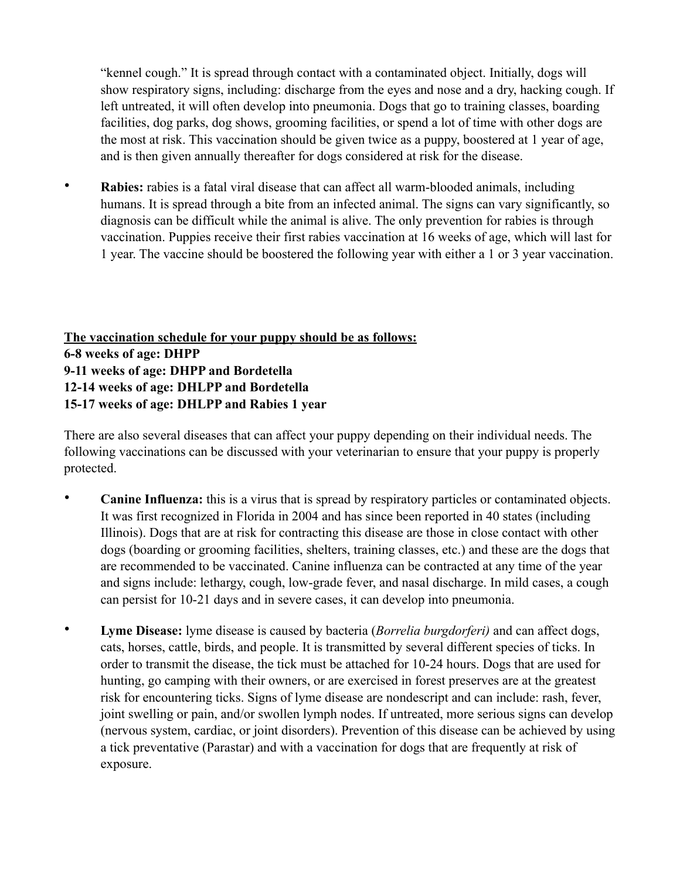"kennel cough." It is spread through contact with a contaminated object. Initially, dogs will show respiratory signs, including: discharge from the eyes and nose and a dry, hacking cough. If left untreated, it will often develop into pneumonia. Dogs that go to training classes, boarding facilities, dog parks, dog shows, grooming facilities, or spend a lot of time with other dogs are the most at risk. This vaccination should be given twice as a puppy, boostered at 1 year of age, and is then given annually thereafter for dogs considered at risk for the disease.

- **Rabies:** rabies is a fatal viral disease that can affect all warm-blooded animals, including humans. It is spread through a bite from an infected animal. The signs can vary significantly, so diagnosis can be difficult while the animal is alive. The only prevention for rabies is through vaccination. Puppies receive their first rabies vaccination at 16 weeks of age, which will last for 1 year. The vaccine should be boostered the following year with either a 1 or 3 year vaccination.

**<u>The vaccination schedule for your puppy should be as follows:</u>**
**6-8 weeks of age: DHPP**
**9-11 weeks of age: DHPP and Bordetella**
**12-14 weeks of age: DHLPP and Bordetella**
**15-17 weeks of age: DHLPP and Rabies 1 year**

There are also several diseases that can affect your puppy depending on their individual needs. The following vaccinations can be discussed with your veterinarian to ensure that your puppy is properly protected.

- **Canine Influenza:** this is a virus that is spread by respiratory particles or contaminated objects. It was first recognized in Florida in 2004 and has since been reported in 40 states (including Illinois). Dogs that are at risk for contracting this disease are those in close contact with other dogs (boarding or grooming facilities, shelters, training classes, etc.) and these are the dogs that are recommended to be vaccinated. Canine influenza can be contracted at any time of the year and signs include: lethargy, cough, low-grade fever, and nasal discharge. In mild cases, a cough can persist for 10-21 days and in severe cases, it can develop into pneumonia.

- **Lyme Disease:** lyme disease is caused by bacteria (*Borrelia burgdorferi)* and can affect dogs, cats, horses, cattle, birds, and people. It is transmitted by several different species of ticks. In order to transmit the disease, the tick must be attached for 10-24 hours. Dogs that are used for hunting, go camping with their owners, or are exercised in forest preserves are at the greatest risk for encountering ticks. Signs of lyme disease are nondescript and can include: rash, fever, joint swelling or pain, and/or swollen lymph nodes. If untreated, more serious signs can develop (nervous system, cardiac, or joint disorders). Prevention of this disease can be achieved by using a tick preventative (Parastar) and with a vaccination for dogs that are frequently at risk of exposure.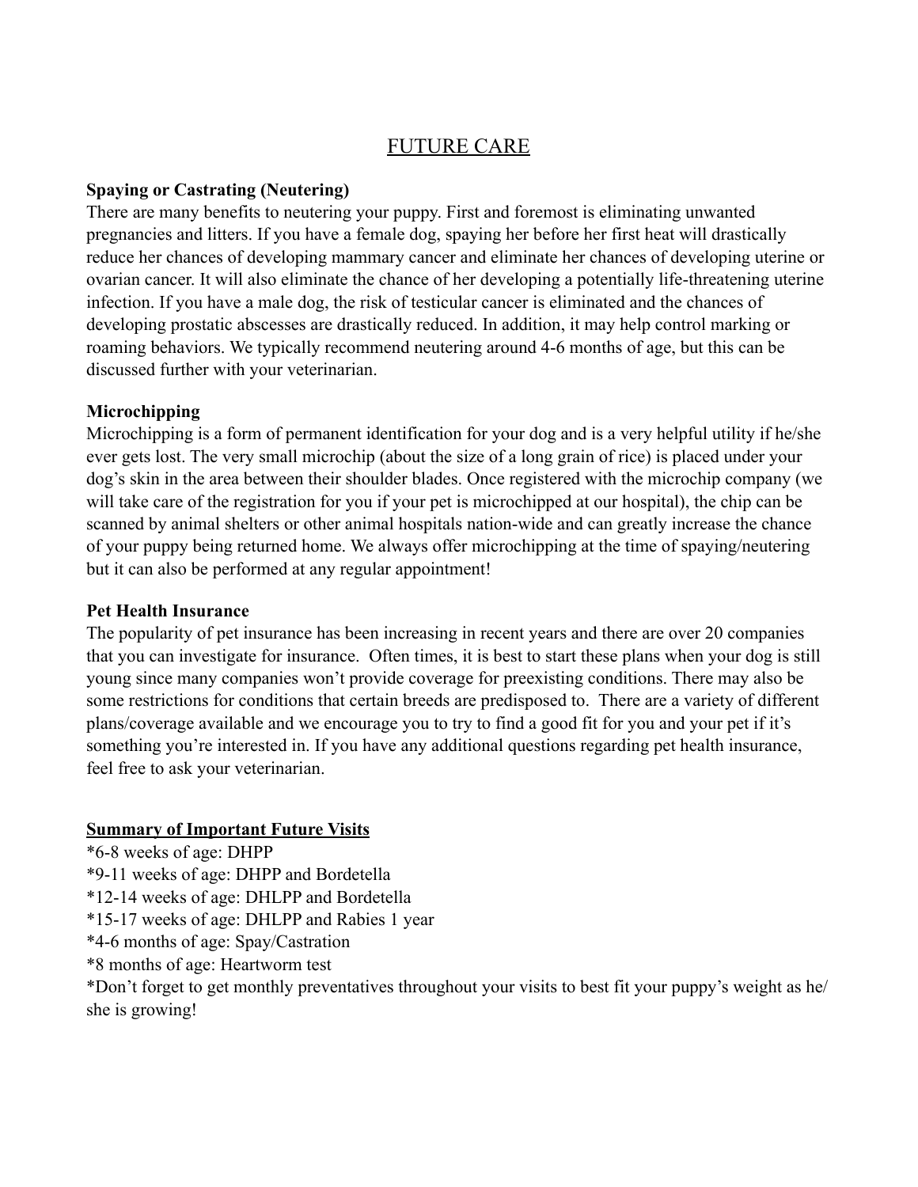# FUTURE CARE

**Spaying or Castrating (Neutering)**

There are many benefits to neutering your puppy. First and foremost is eliminating unwanted pregnancies and litters. If you have a female dog, spaying her before her first heat will drastically reduce her chances of developing mammary cancer and eliminate her chances of developing uterine or ovarian cancer. It will also eliminate the chance of her developing a potentially life-threatening uterine infection. If you have a male dog, the risk of testicular cancer is eliminated and the chances of developing prostatic abscesses are drastically reduced. In addition, it may help control marking or roaming behaviors. We typically recommend neutering around 4-6 months of age, but this can be discussed further with your veterinarian.

**Microchipping**

Microchipping is a form of permanent identification for your dog and is a very helpful utility if he/she ever gets lost. The very small microchip (about the size of a long grain of rice) is placed under your dog's skin in the area between their shoulder blades. Once registered with the microchip company (we will take care of the registration for you if your pet is microchipped at our hospital), the chip can be scanned by animal shelters or other animal hospitals nation-wide and can greatly increase the chance of your puppy being returned home. We always offer microchipping at the time of spaying/neutering but it can also be performed at any regular appointment!

**Pet Health Insurance**

The popularity of pet insurance has been increasing in recent years and there are over 20 companies that you can investigate for insurance. Often times, it is best to start these plans when your dog is still young since many companies won't provide coverage for preexisting conditions. There may also be some restrictions for conditions that certain breeds are predisposed to. There are a variety of different plans/coverage available and we encourage you to try to find a good fit for you and your pet if it's something you're interested in. If you have any additional questions regarding pet health insurance, feel free to ask your veterinarian.

**<u>Summary of Important Future Visits</u>**

*6-8 weeks of age: DHPP
*9-11 weeks of age: DHPP and Bordetella
*12-14 weeks of age: DHLPP and Bordetella
*15-17 weeks of age: DHLPP and Rabies 1 year
*4-6 months of age: Spay/Castration
*8 months of age: Heartworm test
*Don't forget to get monthly preventatives throughout your visits to best fit your puppy's weight as he/she is growing!